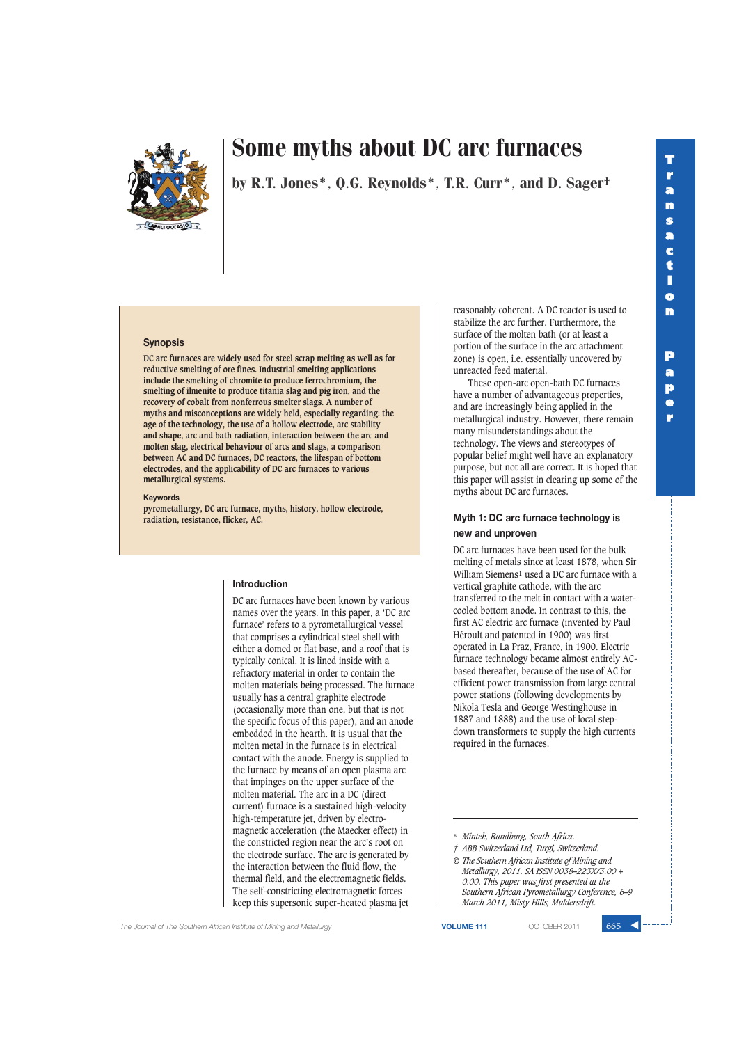# Some myths about DC arc furnaces

by R.T. Jones*, Q.G. Reynolds*, T.R. Curr*, and D. Sager†

### Synopsis

DC arc furnaces are widely used for steel scrap melting as well as for reductive smelting of ore fines. Industrial smelting applications include the smelting of chromite to produce ferrochromium, the smelting of ilmenite to produce titania slag and pig iron, and the recovery of cobalt from nonferrous smelter slags. A number of myths and misconceptions are widely held, especially regarding: the age of the technology, the use of a hollow electrode, arc stability and shape, arc and bath radiation, interaction between the arc and molten slag, electrical behaviour of arcs and slags, a comparison between AC and DC furnaces, DC reactors, the lifespan of bottom electrodes, and the applicability of DC arc furnaces to various metallurgical systems.

#### Keywords

pyrometallurgy, DC arc furnace, myths, history, hollow electrode, radiation, resistance, flicker, AC.

## Introduction

DC arc furnaces have been known by various names over the years. In this paper, a 'DC arc furnace' refers to a pyrometallurgical vessel that comprises a cylindrical steel shell with either a domed or flat base, and a roof that is typically conical. It is lined inside with a refractory material in order to contain the molten materials being processed. The furnace usually has a central graphite electrode (occasionally more than one, but that is not the specific focus of this paper), and an anode embedded in the hearth. It is usual that the molten metal in the furnace is in electrical contact with the anode. Energy is supplied to the furnace by means of an open plasma arc that impinges on the upper surface of the molten material. The arc in a DC (direct current) furnace is a sustained high-velocity high-temperature jet, driven by electromagnetic acceleration (the Maecker effect) in the constricted region near the arc's root on the electrode surface. The arc is generated by the interaction between the fluid flow, the thermal field, and the electromagnetic fields. The self-constricting electromagnetic forces keep this supersonic super-heated plasma jet reasonably coherent. A DC reactor is used to stabilize the arc further. Furthermore, the surface of the molten bath (or at least a portion of the surface in the arc attachment zone) is open, i.e. essentially uncovered by unreacted feed material.

These open-arc open-bath DC furnaces have a number of advantageous properties, and are increasingly being applied in the metallurgical industry. However, there remain many misunderstandings about the technology. The views and stereotypes of popular belief might well have an explanatory purpose, but not all are correct. It is hoped that this paper will assist in clearing up some of the myths about DC arc furnaces.

## Myth 1: DC arc furnace technology is new and unproven

DC arc furnaces have been used for the bulk melting of metals since at least 1878, when Sir William Siemens[1] used a DC arc furnace with a vertical graphite cathode, with the arc transferred to the melt in contact with a water-cooled bottom anode. In contrast to this, the first AC electric arc furnace (invented by Paul Héroult and patented in 1900) was first operated in La Praz, France, in 1900. Electric furnace technology became almost entirely AC-based thereafter, because of the use of AC for efficient power transmission from large central power stations (following developments by Nikola Tesla and George Westinghouse in 1887 and 1888) and the use of local step-down transformers to supply the high currents required in the furnaces.

---

\* *Mintek, Randburg, South Africa.*

† *ABB Switzerland Ltd, Turgi, Switzerland.*

© *The Southern African Institute of Mining and Metallurgy, 2011. SA ISSN 0038–223X/3.00 + 0.00. This paper was first presented at the Southern African Pyrometallurgy Conference, 6–9 March 2011, Misty Hills, Muldersdrift.*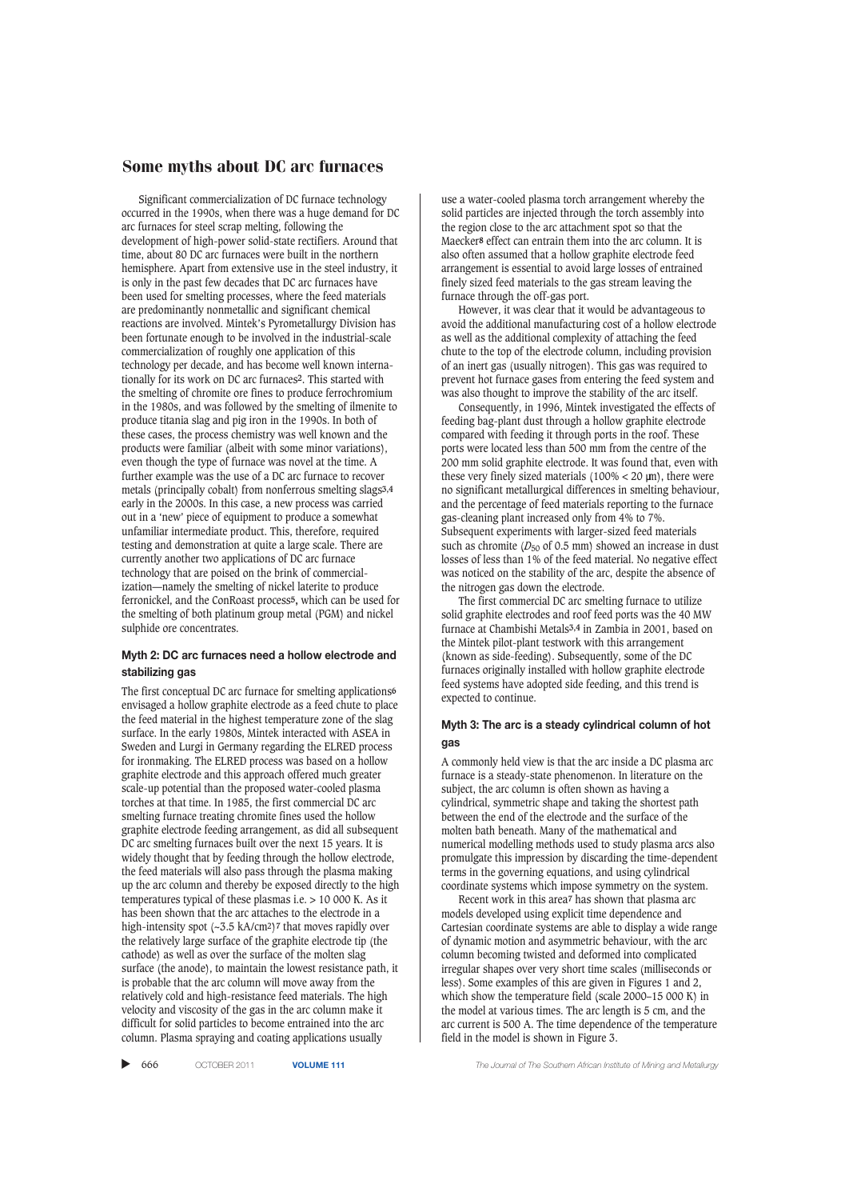Significant commercialization of DC furnace technology occurred in the 1990s, when there was a huge demand for DC arc furnaces for steel scrap melting, following the development of high-power solid-state rectifiers. Around that time, about 80 DC arc furnaces were built in the northern hemisphere. Apart from extensive use in the steel industry, it is only in the past few decades that DC arc furnaces have been used for smelting processes, where the feed materials are predominantly nonmetallic and significant chemical reactions are involved. Mintek's Pyrometallurgy Division has been fortunate enough to be involved in the industrial-scale commercialization of roughly one application of this technology per decade, and has become well known internationally for its work on DC arc furnaces[2]. This started with the smelting of chromite ore fines to produce ferrochromium in the 1980s, and was followed by the smelting of ilmenite to produce titania slag and pig iron in the 1990s. In both of these cases, the process chemistry was well known and the products were familiar (albeit with some minor variations), even though the type of furnace was novel at the time. A further example was the use of a DC arc furnace to recover metals (principally cobalt) from nonferrous smelting slags[3,4] early in the 2000s. In this case, a new process was carried out in a 'new' piece of equipment to produce a somewhat unfamiliar intermediate product. This, therefore, required testing and demonstration at quite a large scale. There are currently another two applications of DC arc furnace technology that are poised on the brink of commercialization—namely the smelting of nickel laterite to produce ferronickel, and the ConRoast process[5], which can be used for the smelting of both platinum group metal (PGM) and nickel sulphide ore concentrates.

### Myth 2: DC arc furnaces need a hollow electrode and stabilizing gas

The first conceptual DC arc furnace for smelting applications[6] envisaged a hollow graphite electrode as a feed chute to place the feed material in the highest temperature zone of the slag surface. In the early 1980s, Mintek interacted with ASEA in Sweden and Lurgi in Germany regarding the ELRED process for ironmaking. The ELRED process was based on a hollow graphite electrode and this approach offered much greater scale-up potential than the proposed water-cooled plasma torches at that time. In 1985, the first commercial DC arc smelting furnace treating chromite fines used the hollow graphite electrode feeding arrangement, as did all subsequent DC arc smelting furnaces built over the next 15 years. It is widely thought that by feeding through the hollow electrode, the feed materials will also pass through the plasma making up the arc column and thereby be exposed directly to the high temperatures typical of these plasmas i.e. > 10 000 K. As it has been shown that the arc attaches to the electrode in a high-intensity spot (~3.5 kA/cm$^2$)[7] that moves rapidly over the relatively large surface of the graphite electrode tip (the cathode) as well as over the surface of the molten slag surface (the anode), to maintain the lowest resistance path, it is probable that the arc column will move away from the relatively cold and high-resistance feed materials. The high velocity and viscosity of the gas in the arc column make it difficult for solid particles to become entrained into the arc column. Plasma spraying and coating applications usually use a water-cooled plasma torch arrangement whereby the solid particles are injected through the torch assembly into the region close to the arc attachment spot so that the Maecker[8] effect can entrain them into the arc column. It is also often assumed that a hollow graphite electrode feed arrangement is essential to avoid large losses of entrained finely sized feed materials to the gas stream leaving the furnace through the off-gas port.

However, it was clear that it would be advantageous to avoid the additional manufacturing cost of a hollow electrode as well as the additional complexity of attaching the feed chute to the top of the electrode column, including provision of an inert gas (usually nitrogen). This gas was required to prevent hot furnace gases from entering the feed system and was also thought to improve the stability of the arc itself.

Consequently, in 1996, Mintek investigated the effects of feeding bag-plant dust through a hollow graphite electrode compared with feeding it through ports in the roof. These ports were located less than 500 mm from the centre of the 200 mm solid graphite electrode. It was found that, even with these very finely sized materials (100% < 20 μm), there were no significant metallurgical differences in smelting behaviour, and the percentage of feed materials reporting to the furnace gas-cleaning plant increased only from 4% to 7%. Subsequent experiments with larger-sized feed materials such as chromite ($D_{50}$ of 0.5 mm) showed an increase in dust losses of less than 1% of the feed material. No negative effect was noticed on the stability of the arc, despite the absence of the nitrogen gas down the electrode.

The first commercial DC arc smelting furnace to utilize solid graphite electrodes and roof feed ports was the 40 MW furnace at Chambishi Metals[3,4] in Zambia in 2001, based on the Mintek pilot-plant testwork with this arrangement (known as side-feeding). Subsequently, some of the DC furnaces originally installed with hollow graphite electrode feed systems have adopted side feeding, and this trend is expected to continue.

### Myth 3: The arc is a steady cylindrical column of hot gas

A commonly held view is that the arc inside a DC plasma arc furnace is a steady-state phenomenon. In literature on the subject, the arc column is often shown as having a cylindrical, symmetric shape and taking the shortest path between the end of the electrode and the surface of the molten bath beneath. Many of the mathematical and numerical modelling methods used to study plasma arcs also promulgate this impression by discarding the time-dependent terms in the governing equations, and using cylindrical coordinate systems which impose symmetry on the system.

Recent work in this area[7] has shown that plasma arc models developed using explicit time dependence and Cartesian coordinate systems are able to display a wide range of dynamic motion and asymmetric behaviour, with the arc column becoming twisted and deformed into complicated irregular shapes over very short time scales (milliseconds or less). Some examples of this are given in Figures 1 and 2, which show the temperature field (scale 2000–15 000 K) in the model at various times. The arc length is 5 cm, and the arc current is 500 A. The time dependence of the temperature field in the model is shown in Figure 3.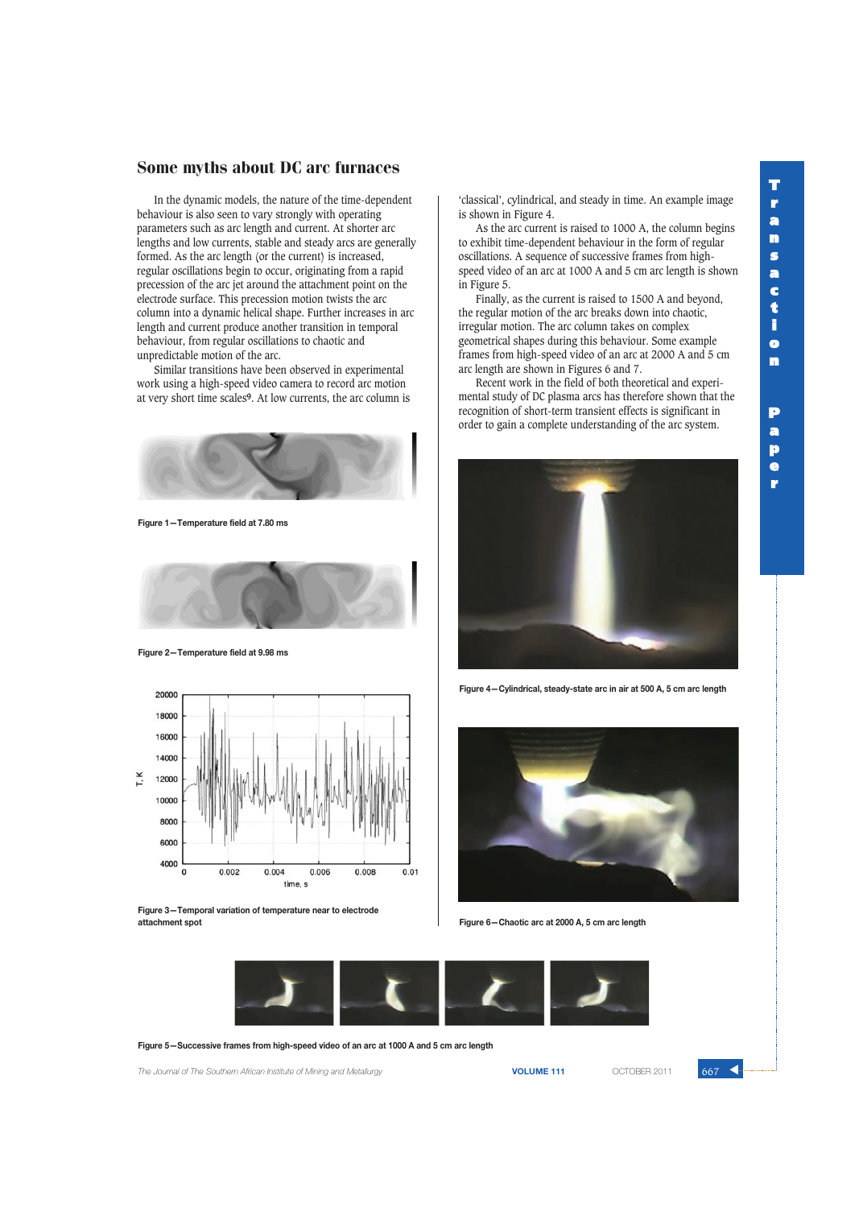In the dynamic models, the nature of the time-dependent behaviour is also seen to vary strongly with operating parameters such as arc length and current. At shorter arc lengths and low currents, stable and steady arcs are generally formed. As the arc length (or the current) is increased, regular oscillations begin to occur, originating from a rapid precession of the arc jet around the attachment point on the electrode surface. This precession motion twists the arc column into a dynamic helical shape. Further increases in arc length and current produce another transition in temporal behaviour, from regular oscillations to chaotic and unpredictable motion of the arc.

Similar transitions have been observed in experimental work using a high-speed video camera to record arc motion at very short time scales[9]. At low currents, the arc column is 'classical', cylindrical, and steady in time. An example image is shown in Figure 4.

As the arc current is raised to 1000 A, the column begins to exhibit time-dependent behaviour in the form of regular oscillations. A sequence of successive frames from high-speed video of an arc at 1000 A and 5 cm arc length is shown in Figure 5.

Finally, as the current is raised to 1500 A and beyond, the regular motion of the arc breaks down into chaotic, irregular motion. The arc column takes on complex geometrical shapes during this behaviour. Some example frames from high-speed video of an arc at 2000 A and 5 cm arc length are shown in Figures 6 and 7.

Recent work in the field of both theoretical and experimental study of DC plasma arcs has therefore shown that the recognition of short-term transient effects is significant in order to gain a complete understanding of the arc system.

Figure 1—Temperature field at 7.80 ms

Figure 2—Temperature field at 9.98 ms

Figure 3—Temporal variation of temperature near to electrode attachment spot

Figure 4—Cylindrical, steady-state arc in air at 500 A, 5 cm arc length

Figure 6—Chaotic arc at 2000 A, 5 cm arc length

Figure 5—Successive frames from high-speed video of an arc at 1000 A and 5 cm arc length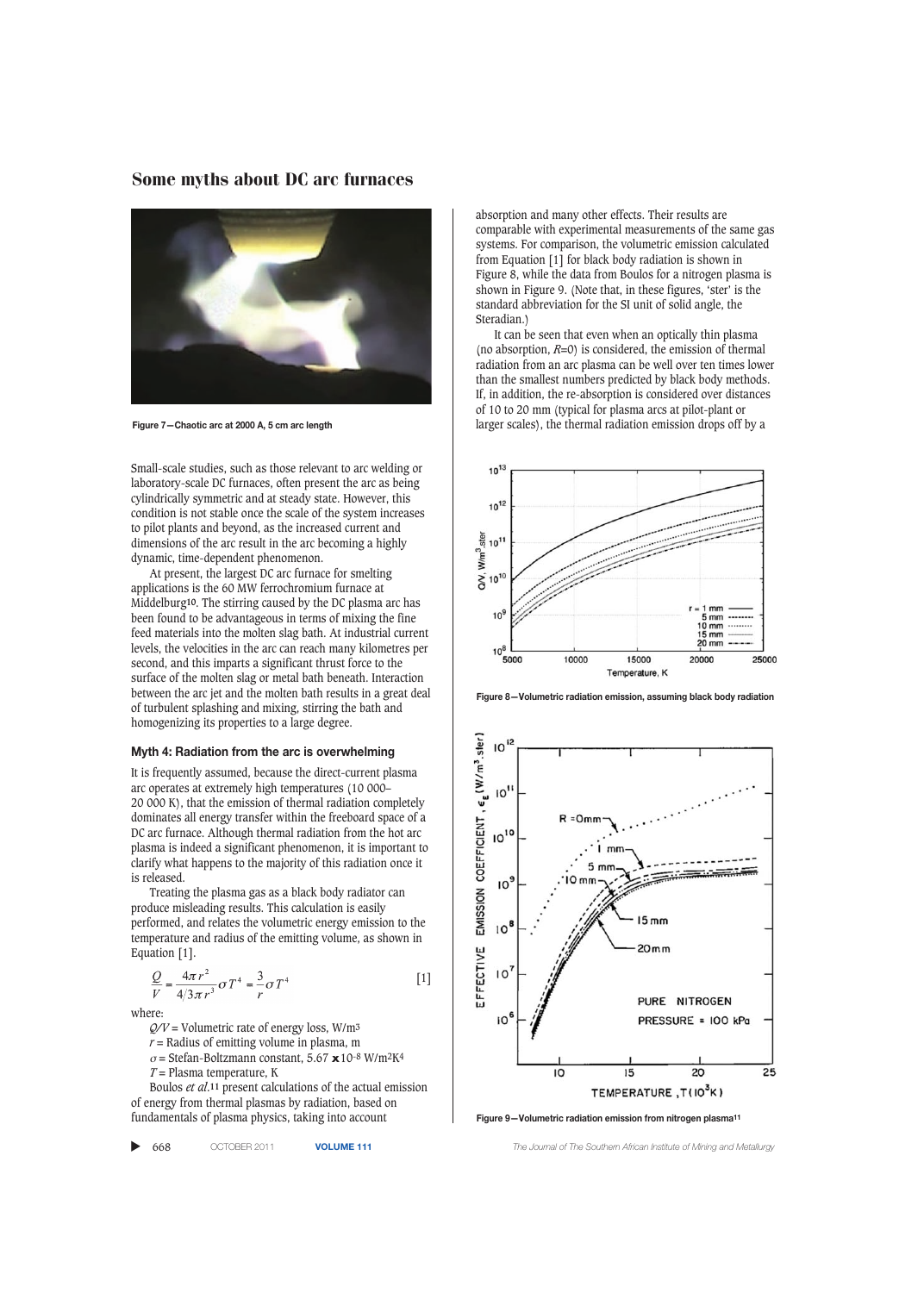Figure 7—Chaotic arc at 2000 A, 5 cm arc length

Small-scale studies, such as those relevant to arc welding or laboratory-scale DC furnaces, often present the arc as being cylindrically symmetric and at steady state. However, this condition is not stable once the scale of the system increases to pilot plants and beyond, as the increased current and dimensions of the arc result in the arc becoming a highly dynamic, time-dependent phenomenon.

At present, the largest DC arc furnace for smelting applications is the 60 MW ferrochromium furnace at Middelburg[10]. The stirring caused by the DC plasma arc has been found to be advantageous in terms of mixing the fine feed materials into the molten slag bath. At industrial current levels, the velocities in the arc can reach many kilometres per second, and this imparts a significant thrust force to the surface of the molten slag or metal bath beneath. Interaction between the arc jet and the molten bath results in a great deal of turbulent splashing and mixing, stirring the bath and homogenizing its properties to a large degree.

### Myth 4: Radiation from the arc is overwhelming

It is frequently assumed, because the direct-current plasma arc operates at extremely high temperatures (10 000–20 000 K), that the emission of thermal radiation completely dominates all energy transfer within the freeboard space of a DC arc furnace. Although thermal radiation from the hot arc plasma is indeed a significant phenomenon, it is important to clarify what happens to the majority of this radiation once it is released.

Treating the plasma gas as a black body radiator can produce misleading results. This calculation is easily performed, and relates the volumetric energy emission to the temperature and radius of the emitting volume, as shown in Equation [1].

$$\frac{Q}{V} = \frac{4\pi r^2}{4/3\pi r^3}\sigma T^4 = \frac{3}{r}\sigma T^4 \qquad [1]$$

where:

$Q/V$ = Volumetric rate of energy loss, W/m$^3$

$r$ = Radius of emitting volume in plasma, m

$\sigma$ = Stefan-Boltzmann constant, 5.67 $\times$10$^{-8}$ W/m$^2$K$^4$

$T$ = Plasma temperature, K

Boulos *et al.*[11] present calculations of the actual emission of energy from thermal plasmas by radiation, based on fundamentals of plasma physics, taking into account absorption and many other effects. Their results are comparable with experimental measurements of the same gas systems. For comparison, the volumetric emission calculated from Equation [1] for black body radiation is shown in Figure 8, while the data from Boulos for a nitrogen plasma is shown in Figure 9. (Note that, in these figures, 'ster' is the standard abbreviation for the SI unit of solid angle, the Steradian.)

It can be seen that even when an optically thin plasma (no absorption, $R$=0) is considered, the emission of thermal radiation from an arc plasma can be well over ten times lower than the smallest numbers predicted by black body methods. If, in addition, the re-absorption is considered over distances of 10 to 20 mm (typical for plasma arcs at pilot-plant or larger scales), the thermal radiation emission drops off by a

Figure 8—Volumetric radiation emission, assuming black body radiation

Figure 9—Volumetric radiation emission from nitrogen plasma[11]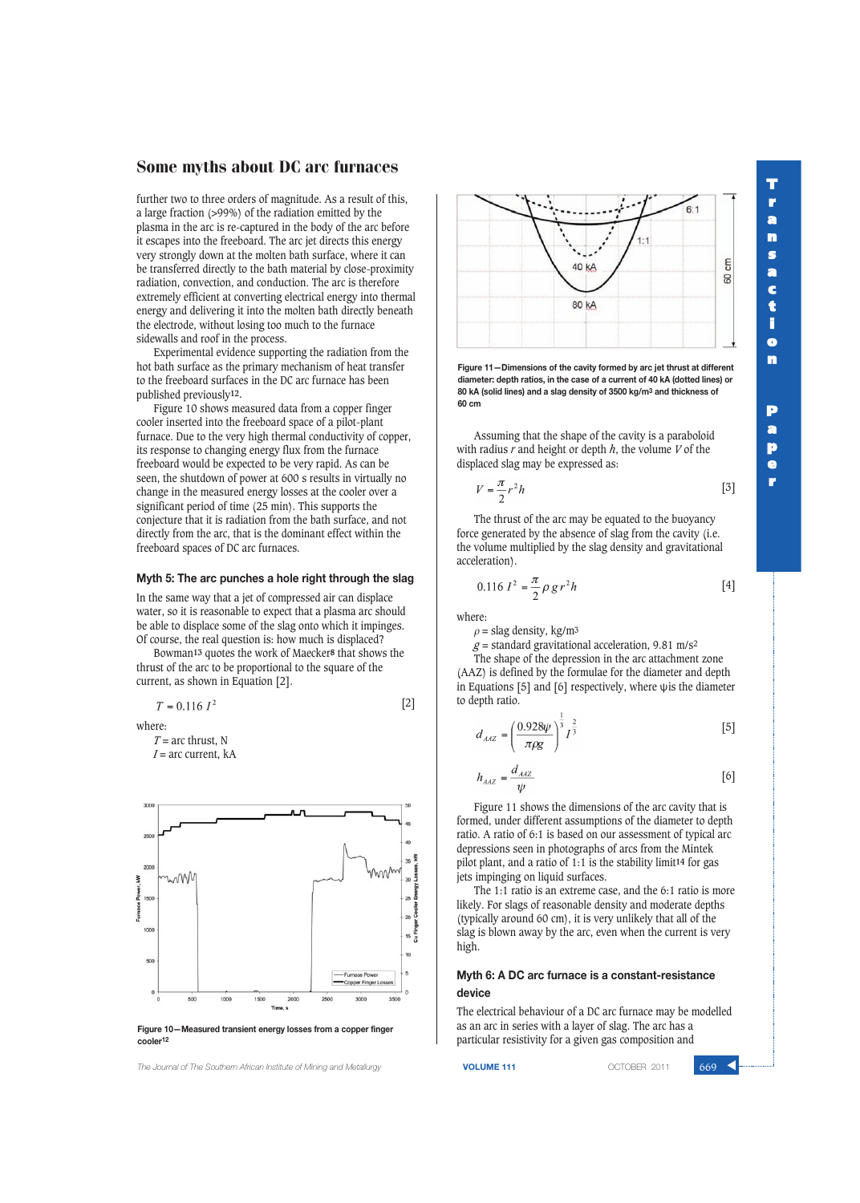further two to three orders of magnitude. As a result of this, a large fraction (>99%) of the radiation emitted by the plasma in the arc is re-captured in the body of the arc before it escapes into the freeboard. The arc jet directs this energy very strongly down at the molten bath surface, where it can be transferred directly to the bath material by close-proximity radiation, convection, and conduction. The arc is therefore extremely efficient at converting electrical energy into thermal energy and delivering it into the molten bath directly beneath the electrode, without losing too much to the furnace sidewalls and roof in the process.

Experimental evidence supporting the radiation from the hot bath surface as the primary mechanism of heat transfer to the freeboard surfaces in the DC arc furnace has been published previously[12].

Figure 10 shows measured data from a copper finger cooler inserted into the freeboard space of a pilot-plant furnace. Due to the very high thermal conductivity of copper, its response to changing energy flux from the furnace freeboard would be expected to be very rapid. As can be seen, the shutdown of power at 600 s results in virtually no change in the measured energy losses at the cooler over a significant period of time (25 min). This supports the conjecture that it is radiation from the bath surface, and not directly from the arc, that is the dominant effect within the freeboard spaces of DC arc furnaces.

### Myth 5: The arc punches a hole right through the slag

In the same way that a jet of compressed air can displace water, so it is reasonable to expect that a plasma arc should be able to displace some of the slag onto which it impinges. Of course, the real question is: how much is displaced?

Bowman[13] quotes the work of Maecker[8] that shows the thrust of the arc to be proportional to the square of the current, as shown in Equation [2].

$$T = 0.116\, I^2 \qquad [2]$$

where:

$T$ = arc thrust, N
$I$ = arc current, kA

Figure 10—Measured transient energy losses from a copper finger cooler[12]

Figure 11—Dimensions of the cavity formed by arc jet thrust at different diameter: depth ratios, in the case of a current of 40 kA (dotted lines) or 80 kA (solid lines) and a slag density of 3500 kg/m3 and thickness of 60 cm

Assuming that the shape of the cavity is a paraboloid with radius $r$ and height or depth $h$, the volume $V$ of the displaced slag may be expressed as:

$$V = \frac{\pi}{2} r^2 h \qquad [3]$$

The thrust of the arc may be equated to the buoyancy force generated by the absence of slag from the cavity (i.e. the volume multiplied by the slag density and gravitational acceleration).

$$0.116\, I^2 = \frac{\pi}{2} \rho g r^2 h \qquad [4]$$

where:

$\rho$ = slag density, kg/m$^3$
$g$ = standard gravitational acceleration, 9.81 m/s$^2$

The shape of the depression in the arc attachment zone (AAZ) is defined by the formulae for the diameter and depth in Equations [5] and [6] respectively, where $\psi$ is the diameter to depth ratio.

$$d_{AAZ} = \left(\frac{0.928\psi}{\pi \rho g}\right)^{\frac{1}{3}} I^{\frac{2}{3}} \qquad [5]$$

$$h_{AAZ} = \frac{d_{AAZ}}{\psi} \qquad [6]$$

Figure 11 shows the dimensions of the arc cavity that is formed, under different assumptions of the diameter to depth ratio. A ratio of 6:1 is based on our assessment of typical arc depressions seen in photographs of arcs from the Mintek pilot plant, and a ratio of 1:1 is the stability limit[14] for gas jets impinging on liquid surfaces.

The 1:1 ratio is an extreme case, and the 6:1 ratio is more likely. For slags of reasonable density and moderate depths (typically around 60 cm), it is very unlikely that all of the slag is blown away by the arc, even when the current is very high.

### Myth 6: A DC arc furnace is a constant-resistance device

The electrical behaviour of a DC arc furnace may be modelled as an arc in series with a layer of slag. The arc has a particular resistivity for a given gas composition and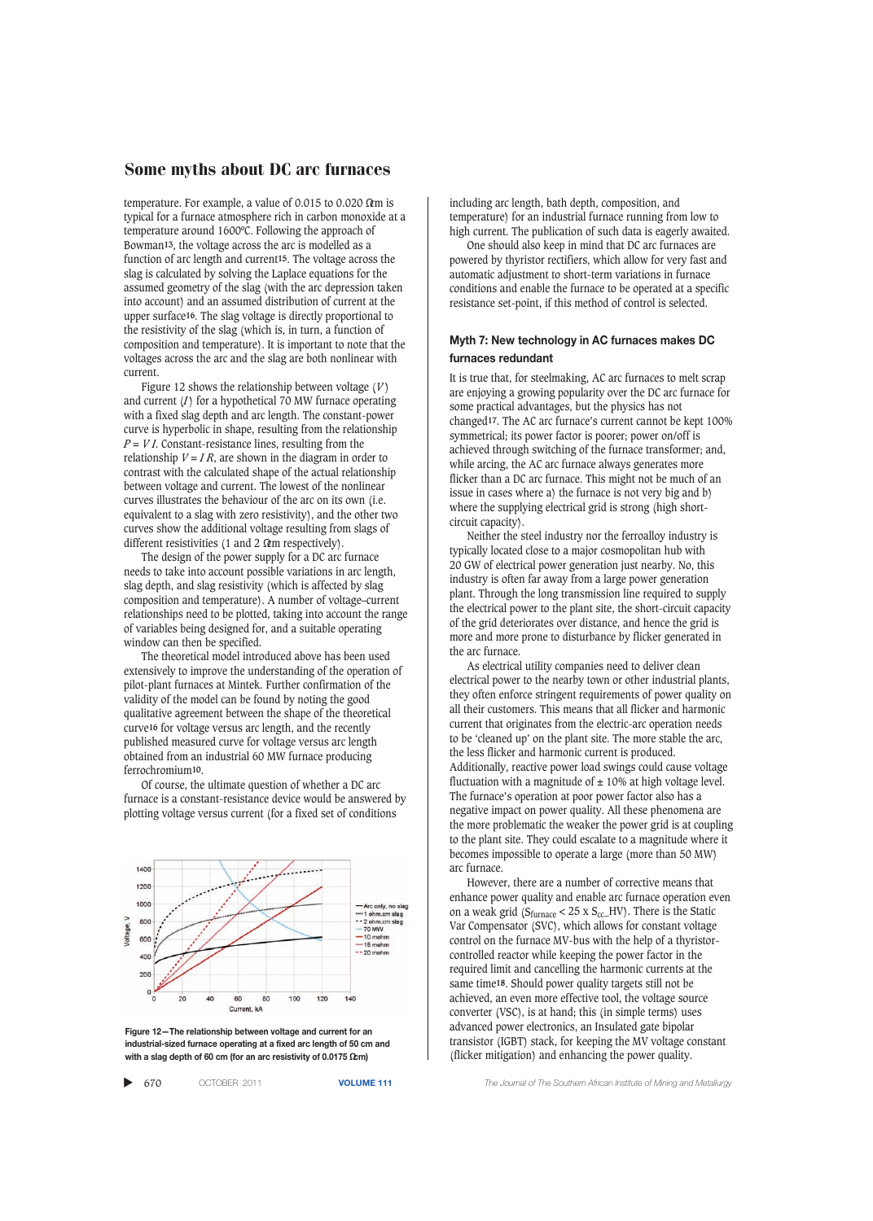temperature. For example, a value of 0.015 to 0.020 Ωm is typical for a furnace atmosphere rich in carbon monoxide at a temperature around 1600ºC. Following the approach of Bowman[13], the voltage across the arc is modelled as a function of arc length and current[15]. The voltage across the slag is calculated by solving the Laplace equations for the assumed geometry of the slag (with the arc depression taken into account) and an assumed distribution of current at the upper surface[16]. The slag voltage is directly proportional to the resistivity of the slag (which is, in turn, a function of composition and temperature). It is important to note that the voltages across the arc and the slag are both nonlinear with current.

Figure 12 shows the relationship between voltage ($V$) and current ($I$) for a hypothetical 70 MW furnace operating with a fixed slag depth and arc length. The constant-power curve is hyperbolic in shape, resulting from the relationship $P = V I$. Constant-resistance lines, resulting from the relationship $V = I R$, are shown in the diagram in order to contrast with the calculated shape of the actual relationship between voltage and current. The lowest of the nonlinear curves illustrates the behaviour of the arc on its own (i.e. equivalent to a slag with zero resistivity), and the other two curves show the additional voltage resulting from slags of different resistivities (1 and 2 Ωm respectively).

The design of the power supply for a DC arc furnace needs to take into account possible variations in arc length, slag depth, and slag resistivity (which is affected by slag composition and temperature). A number of voltage–current relationships need to be plotted, taking into account the range of variables being designed for, and a suitable operating window can then be specified.

The theoretical model introduced above has been used extensively to improve the understanding of the operation of pilot-plant furnaces at Mintek. Further confirmation of the validity of the model can be found by noting the good qualitative agreement between the shape of the theoretical curve[16] for voltage versus arc length, and the recently published measured curve for voltage versus arc length obtained from an industrial 60 MW furnace producing ferrochromium[10].

Of course, the ultimate question of whether a DC arc furnace is a constant-resistance device would be answered by plotting voltage versus current (for a fixed set of conditions including arc length, bath depth, composition, and temperature) for an industrial furnace running from low to high current. The publication of such data is eagerly awaited.

One should also keep in mind that DC arc furnaces are powered by thyristor rectifiers, which allow for very fast and automatic adjustment to short-term variations in furnace conditions and enable the furnace to be operated at a specific resistance set-point, if this method of control is selected.

**Figure 12—The relationship between voltage and current for an industrial-sized furnace operating at a fixed arc length of 50 cm and with a slag depth of 60 cm (for an arc resistivity of 0.0175 Ωm)**

### Myth 7: New technology in AC furnaces makes DC furnaces redundant

It is true that, for steelmaking, AC arc furnaces to melt scrap are enjoying a growing popularity over the DC arc furnace for some practical advantages, but the physics has not changed[17]. The AC arc furnace's current cannot be kept 100% symmetrical; its power factor is poorer; power on/off is achieved through switching of the furnace transformer; and, while arcing, the AC arc furnace always generates more flicker than a DC arc furnace. This might not be much of an issue in cases where a) the furnace is not very big and b) where the supplying electrical grid is strong (high short-circuit capacity).

Neither the steel industry nor the ferroalloy industry is typically located close to a major cosmopolitan hub with 20 GW of electrical power generation just nearby. No, this industry is often far away from a large power generation plant. Through the long transmission line required to supply the electrical power to the plant site, the short-circuit capacity of the grid deteriorates over distance, and hence the grid is more and more prone to disturbance by flicker generated in the arc furnace.

As electrical utility companies need to deliver clean electrical power to the nearby town or other industrial plants, they often enforce stringent requirements of power quality on all their customers. This means that all flicker and harmonic current that originates from the electric-arc operation needs to be 'cleaned up' on the plant site. The more stable the arc, the less flicker and harmonic current is produced. Additionally, reactive power load swings could cause voltage fluctuation with a magnitude of ± 10% at high voltage level. The furnace's operation at poor power factor also has a negative impact on power quality. All these phenomena are the more problematic the weaker the power grid is at coupling to the plant site. They could escalate to a magnitude where it becomes impossible to operate a large (more than 50 MW) arc furnace.

However, there are a number of corrective means that enhance power quality and enable arc furnace operation even on a weak grid ($S_{furnace} < 25 \times S_{cc}$_HV). There is the Static Var Compensator (SVC), which allows for constant voltage control on the furnace MV-bus with the help of a thyristor-controlled reactor while keeping the power factor in the required limit and cancelling the harmonic currents at the same time[18]. Should power quality targets still not be achieved, an even more effective tool, the voltage source converter (VSC), is at hand; this (in simple terms) uses advanced power electronics, an Insulated gate bipolar transistor (IGBT) stack, for keeping the MV voltage constant (flicker mitigation) and enhancing the power quality.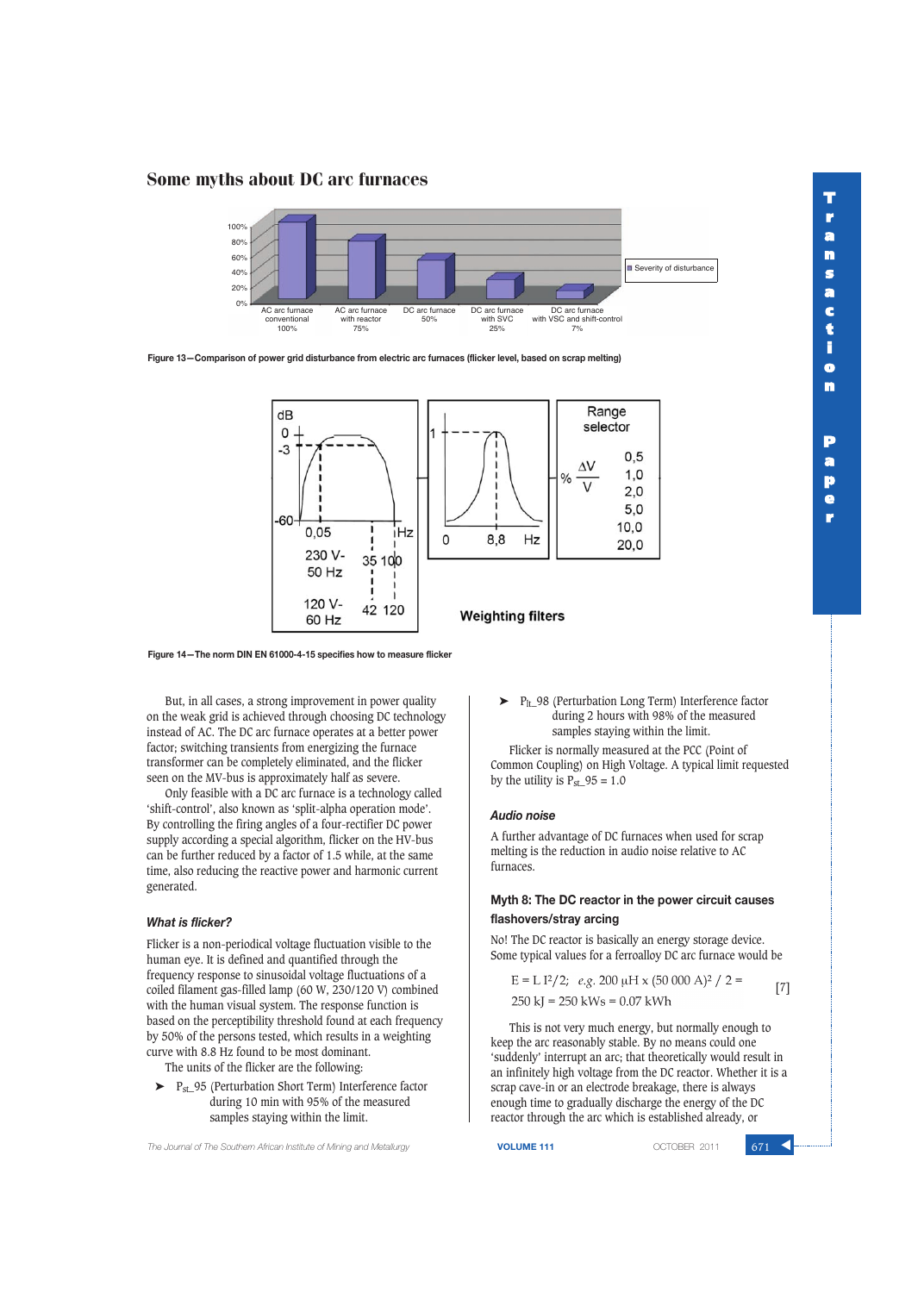## Some myths about DC arc furnaces

Figure 13—Comparison of power grid disturbance from electric arc furnaces (flicker level, based on scrap melting)

Figure 14—The norm DIN EN 61000-4-15 specifies how to measure flicker

But, in all cases, a strong improvement in power quality on the weak grid is achieved through choosing DC technology instead of AC. The DC arc furnace operates at a better power factor; switching transients from energizing the furnace transformer can be completely eliminated, and the flicker seen on the MV-bus is approximately half as severe.

Only feasible with a DC arc furnace is a technology called 'shift-control', also known as 'split-alpha operation mode'. By controlling the firing angles of a four-rectifier DC power supply according a special algorithm, flicker on the HV-bus can be further reduced by a factor of 1.5 while, at the same time, also reducing the reactive power and harmonic current generated.

### *What is flicker?*

Flicker is a non-periodical voltage fluctuation visible to the human eye. It is defined and quantified through the frequency response to sinusoidal voltage fluctuations of a coiled filament gas-filled lamp (60 W, 230/120 V) combined with the human visual system. The response function is based on the perceptibility threshold found at each frequency by 50% of the persons tested, which results in a weighting curve with 8.8 Hz found to be most dominant.

The units of the flicker are the following:

- $P_{st}$_95 (Perturbation Short Term) Interference factor during 10 min with 95% of the measured samples staying within the limit.
- $P_{lt}$_98 (Perturbation Long Term) Interference factor during 2 hours with 98% of the measured samples staying within the limit.

Flicker is normally measured at the PCC (Point of Common Coupling) on High Voltage. A typical limit requested by the utility is $P_{st}$_95 = 1.0

### *Audio noise*

A further advantage of DC furnaces when used for scrap melting is the reduction in audio noise relative to AC furnaces.

### Myth 8: The DC reactor in the power circuit causes flashovers/stray arcing

No! The DC reactor is basically an energy storage device. Some typical values for a ferroalloy DC arc furnace would be

$$E = L\,I^2/2;\quad e.g.\ 200\ \mu H \times (50\,000\ A)^2 / 2 = 250\ kJ = 250\ kWs = 0.07\ kWh \qquad [7]$$

This is not very much energy, but normally enough to keep the arc reasonably stable. By no means could one 'suddenly' interrupt an arc; that theoretically would result in an infinitely high voltage from the DC reactor. Whether it is a scrap cave-in or an electrode breakage, there is always enough time to gradually discharge the energy of the DC reactor through the arc which is established already, or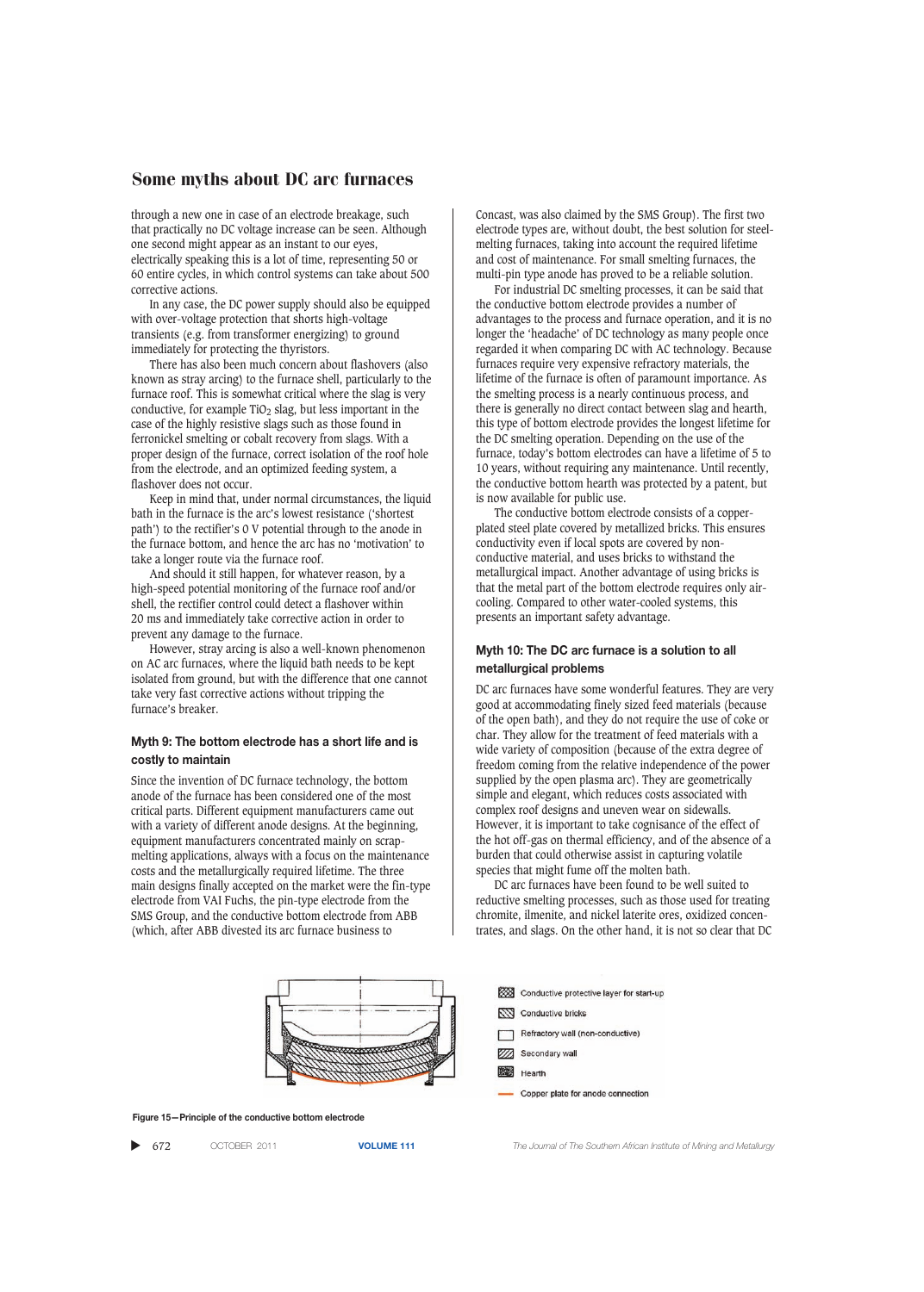through a new one in case of an electrode breakage, such that practically no DC voltage increase can be seen. Although one second might appear as an instant to our eyes, electrically speaking this is a lot of time, representing 50 or 60 entire cycles, in which control systems can take about 500 corrective actions.

In any case, the DC power supply should also be equipped with over-voltage protection that shorts high-voltage transients (e.g. from transformer energizing) to ground immediately for protecting the thyristors.

There has also been much concern about flashovers (also known as stray arcing) to the furnace shell, particularly to the furnace roof. This is somewhat critical where the slag is very conductive, for example $TiO_2$ slag, but less important in the case of the highly resistive slags such as those found in ferronickel smelting or cobalt recovery from slags. With a proper design of the furnace, correct isolation of the roof hole from the electrode, and an optimized feeding system, a flashover does not occur.

Keep in mind that, under normal circumstances, the liquid bath in the furnace is the arc's lowest resistance ('shortest path') to the rectifier's 0 V potential through to the anode in the furnace bottom, and hence the arc has no 'motivation' to take a longer route via the furnace roof.

And should it still happen, for whatever reason, by a high-speed potential monitoring of the furnace roof and/or shell, the rectifier control could detect a flashover within 20 ms and immediately take corrective action in order to prevent any damage to the furnace.

However, stray arcing is also a well-known phenomenon on AC arc furnaces, where the liquid bath needs to be kept isolated from ground, but with the difference that one cannot take very fast corrective actions without tripping the furnace's breaker.

### Myth 9: The bottom electrode has a short life and is costly to maintain

Since the invention of DC furnace technology, the bottom anode of the furnace has been considered one of the most critical parts. Different equipment manufacturers came out with a variety of different anode designs. At the beginning, equipment manufacturers concentrated mainly on scrap-melting applications, always with a focus on the maintenance costs and the metallurgically required lifetime. The three main designs finally accepted on the market were the fin-type electrode from VAI Fuchs, the pin-type electrode from the SMS Group, and the conductive bottom electrode from ABB (which, after ABB divested its arc furnace business to Concast, was also claimed by the SMS Group). The first two electrode types are, without doubt, the best solution for steel-melting furnaces, taking into account the required lifetime and cost of maintenance. For small smelting furnaces, the multi-pin type anode has proved to be a reliable solution.

For industrial DC smelting processes, it can be said that the conductive bottom electrode provides a number of advantages to the process and furnace operation, and it is no longer the 'headache' of DC technology as many people once regarded it when comparing DC with AC technology. Because furnaces require very expensive refractory materials, the lifetime of the furnace is often of paramount importance. As the smelting process is a nearly continuous process, and there is generally no direct contact between slag and hearth, this type of bottom electrode provides the longest lifetime for the DC smelting operation. Depending on the use of the furnace, today's bottom electrodes can have a lifetime of 5 to 10 years, without requiring any maintenance. Until recently, the conductive bottom hearth was protected by a patent, but is now available for public use.

The conductive bottom electrode consists of a copper-plated steel plate covered by metallized bricks. This ensures conductivity even if local spots are covered by non-conductive material, and uses bricks to withstand the metallurgical impact. Another advantage of using bricks is that the metal part of the bottom electrode requires only air-cooling. Compared to other water-cooled systems, this presents an important safety advantage.

### Myth 10: The DC arc furnace is a solution to all metallurgical problems

DC arc furnaces have some wonderful features. They are very good at accommodating finely sized feed materials (because of the open bath), and they do not require the use of coke or char. They allow for the treatment of feed materials with a wide variety of composition (because of the extra degree of freedom coming from the relative independence of the power supplied by the open plasma arc). They are geometrically simple and elegant, which reduces costs associated with complex roof designs and uneven wear on sidewalls. However, it is important to take cognisance of the effect of the hot off-gas on thermal efficiency, and of the absence of a burden that could otherwise assist in capturing volatile species that might fume off the molten bath.

DC arc furnaces have been found to be well suited to reductive smelting processes, such as those used for treating chromite, ilmenite, and nickel laterite ores, oxidized concentrates, and slags. On the other hand, it is not so clear that DC

- Conductive protective layer for start-up
- Conductive bricks
- Refractory wall (non-conductive)
- Secondary wall
- Hearth
- Copper plate for anode connection

Figure 15—Principle of the conductive bottom electrode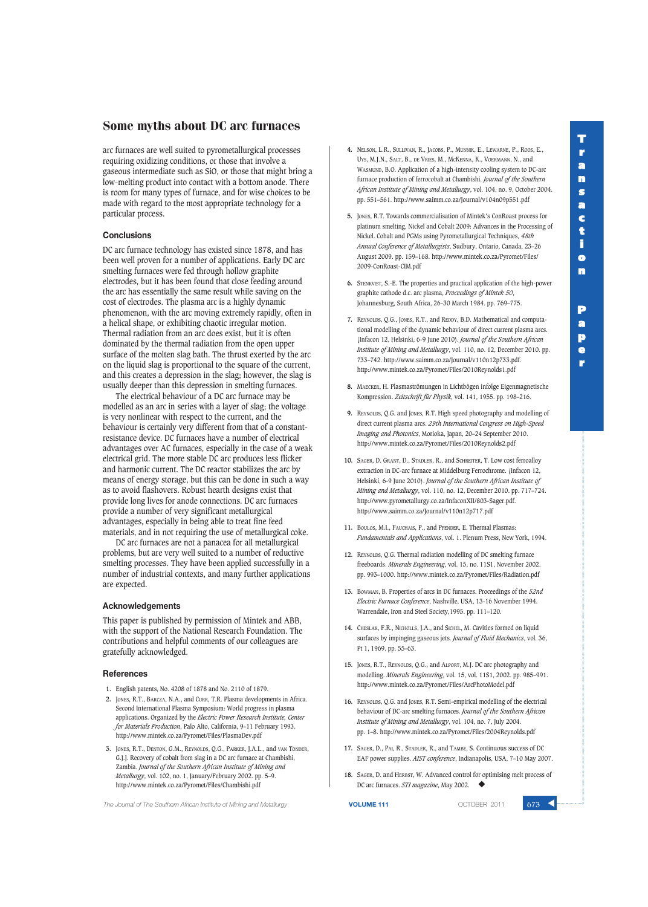arc furnaces are well suited to pyrometallurgical processes requiring oxidizing conditions, or those that involve a gaseous intermediate such as SiO, or those that might bring a low-melting product into contact with a bottom anode. There is room for many types of furnace, and for wise choices to be made with regard to the most appropriate technology for a particular process.

## Conclusions

DC arc furnace technology has existed since 1878, and has been well proven for a number of applications. Early DC arc smelting furnaces were fed through hollow graphite electrodes, but it has been found that close feeding around the arc has essentially the same result while saving on the cost of electrodes. The plasma arc is a highly dynamic phenomenon, with the arc moving extremely rapidly, often in a helical shape, or exhibiting chaotic irregular motion. Thermal radiation from an arc does exist, but it is often dominated by the thermal radiation from the open upper surface of the molten slag bath. The thrust exerted by the arc on the liquid slag is proportional to the square of the current, and this creates a depression in the slag; however, the slag is usually deeper than this depression in smelting furnaces.

The electrical behaviour of a DC arc furnace may be modelled as an arc in series with a layer of slag; the voltage is very nonlinear with respect to the current, and the behaviour is certainly very different from that of a constant-resistance device. DC furnaces have a number of electrical advantages over AC furnaces, especially in the case of a weak electrical grid. The more stable DC arc produces less flicker and harmonic current. The DC reactor stabilizes the arc by means of energy storage, but this can be done in such a way as to avoid flashovers. Robust hearth designs exist that provide long lives for anode connections. DC arc furnaces provide a number of very significant metallurgical advantages, especially in being able to treat fine feed materials, and in not requiring the use of metallurgical coke.

DC arc furnaces are not a panacea for all metallurgical problems, but are very well suited to a number of reductive smelting processes. They have been applied successfully in a number of industrial contexts, and many further applications are expected.

## Acknowledgements

This paper is published by permission of Mintek and ABB, with the support of the National Research Foundation. The contributions and helpful comments of our colleagues are gratefully acknowledged.

## References

1. English patents, No. 4208 of 1878 and No. 2110 of 1879.
2. Jones, R.T., Barcza, N.A., and Curr, T.R. Plasma developments in Africa. Second International Plasma Symposium: World progress in plasma applications. Organized by the *Electric Power Research Institute, Center for Materials Production*, Palo Alto, California, 9–11 February 1993. http://www.mintek.co.za/Pyromet/Files/PlasmaDev.pdf
3. Jones, R.T., Denton, G.M., Reynolds, Q.G., Parker, J.A.L., and van Tonder, G.J.J. Recovery of cobalt from slag in a DC arc furnace at Chambishi, Zambia. *Journal of the Southern African Institute of Mining and Metallurgy*, vol. 102, no. 1, January/February 2002. pp. 5–9. http://www.mintek.co.za/Pyromet/Files/Chambishi.pdf
4. Nelson, L.R., Sullivan, R., Jacobs, P., Munnik, E., Lewarne, P., Roos, E., Uys, M.J.N., Salt, B., de Vries, M., McKenna, K., Voermann, N., and Wasmund, B.O. Application of a high-intensity cooling system to DC-arc furnace production of ferrocobalt at Chambishi. *Journal of the Southern African Institute of Mining and Metallurgy*, vol. 104, no. 9, October 2004. pp. 551–561. http://www.saimm.co.za/Journal/v104n09p551.pdf
5. Jones, R.T. Towards commercialisation of Mintek's ConRoast process for platinum smelting, Nickel and Cobalt 2009: Advances in the Processing of Nickel. Cobalt and PGMs using Pyrometallurgical Techniques, *48th Annual Conference of Metallurgists*, Sudbury, Ontario, Canada, 23–26 August 2009. pp. 159–168. http://www.mintek.co.za/Pyromet/Files/2009-ConRoast-CIM.pdf
6. Stenkvist, S.-E. The properties and practical application of the high-power graphite cathode d.c. arc plasma, *Proceedings of Mintek 50*, Johannesburg, South Africa, 26–30 March 1984. pp. 769–775.
7. Reynolds, Q.G., Jones, R.T., and Reddy, B.D. Mathematical and computational modelling of the dynamic behaviour of direct current plasma arcs. (Infacon 12, Helsinki, 6-9 June 2010). *Journal of the Southern African Institute of Mining and Metallurgy*, vol. 110, no. 12, December 2010. pp. 733–742. http://www.saimm.co.za/Journal/v110n12p733.pdf. http://www.mintek.co.za/Pyromet/Files/2010Reynolds1.pdf
8. Maecker, H. Plasmaströmungen in Lichtbögen infolge Eigenmagnetische Kompression. *Zeitschrift für Physik*, vol. 141, 1955. pp. 198–216.
9. Reynolds, Q.G. and Jones, R.T. High speed photography and modelling of direct current plasma arcs. *29th International Congress on High-Speed Imaging and Photonics*, Morioka, Japan, 20–24 September 2010. http://www.mintek.co.za/Pyromet/Files/2010Reynolds2.pdf
10. Sager, D. Grant, D., Stadler, R., and Schreiter, T. Low cost ferroalloy extraction in DC-arc furnace at Middelburg Ferrochrome. (Infacon 12, Helsinki, 6-9 June 2010). *Journal of the Southern African Institute of Mining and Metallurgy*, vol. 110, no. 12, December 2010. pp. 717–724. http://www.pyrometallurgy.co.za/InfaconXII/803-Sager.pdf. http://www.saimm.co.za/Journal/v110n12p717.pdf
11. Boulos, M.I., Fauchais, P., and Pfender, E. Thermal Plasmas: *Fundamentals and Applications*, vol. 1. Plenum Press, New York, 1994.
12. Reynolds, Q.G. Thermal radiation modelling of DC smelting furnace freeboards. *Minerals Engineering*, vol. 15, no. 11S1, November 2002. pp. 993–1000. http://www.mintek.co.za/Pyromet/Files/Radiation.pdf
13. Bowman, B. Properties of arcs in DC furnaces. Proceedings of the *52nd Electric Furnace Conference*, Nashville, USA, 13-16 November 1994. Warrendale, Iron and Steel Society,1995. pp. 111–120.
14. Cheslak, F.R., Nicholls, J.A., and Sichel, M. Cavities formed on liquid surfaces by impinging gaseous jets. *Journal of Fluid Mechanics*, vol. 36, Pt 1, 1969. pp. 55–63.
15. Jones, R.T., Reynolds, Q.G., and Alport, M.J. DC arc photography and modelling. *Minerals Engineering*, vol. 15, vol. 11S1, 2002. pp. 985–991. http://www.mintek.co.za/Pyromet/Files/ArcPhotoModel.pdf
16. Reynolds, Q.G. and Jones, R.T. Semi-empirical modelling of the electrical behaviour of DC-arc smelting furnaces. *Journal of the Southern African Institute of Mining and Metallurgy*, vol. 104, no. 7, July 2004. pp. 1–8. http://www.mintek.co.za/Pyromet/Files/2004Reynolds.pdf
17. Sager, D., Pai, R., Stadler, R., and Tambe, S. Continuous success of DC EAF power supplies. *AIST conference*, Indianapolis, USA, 7–10 May 2007.
18. Sager, D. and Herbst, W. Advanced control for optimising melt process of DC arc furnaces. *STI magazine*, May 2002. ◆